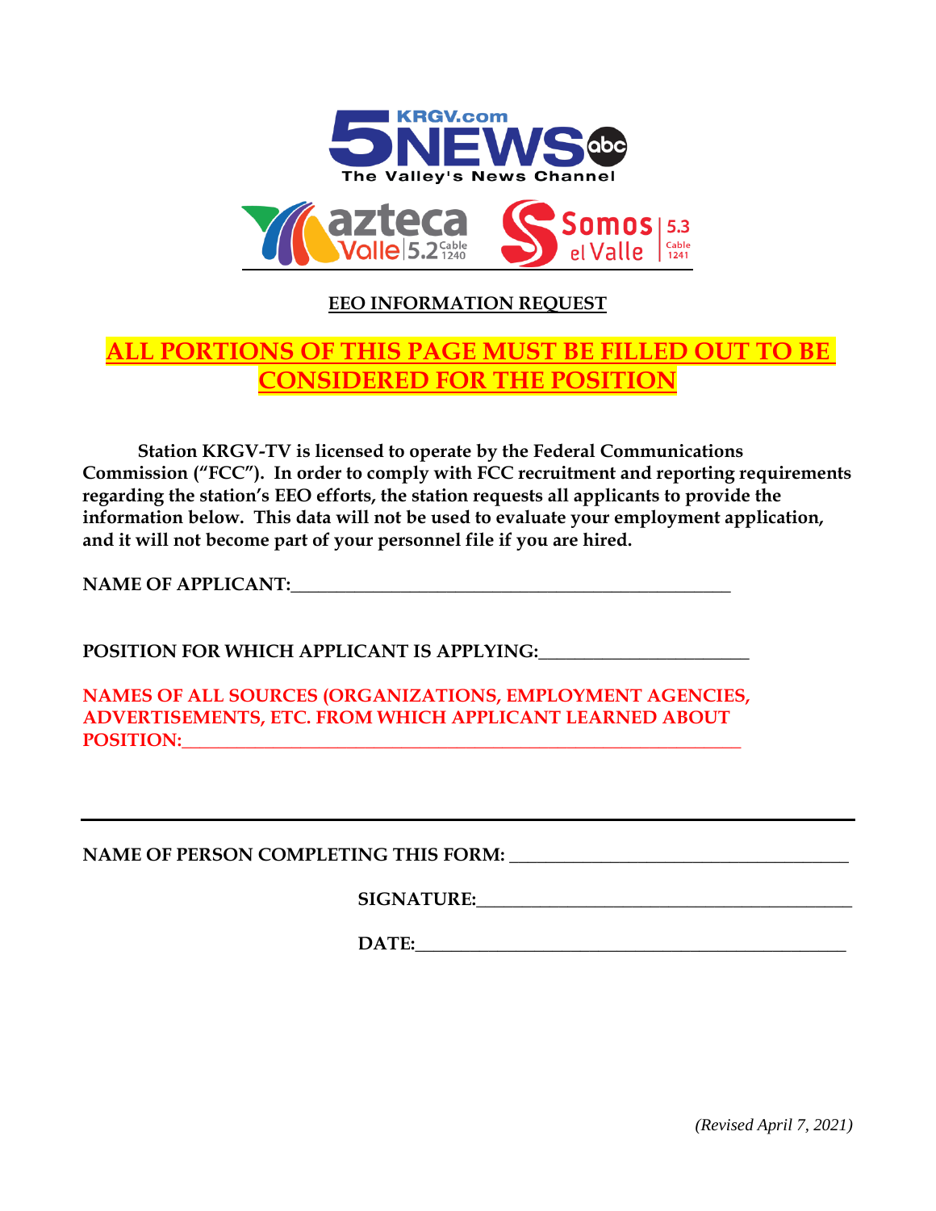**EEO INFORMATION REQUEST**

**ALL PORTIONS OF THIS PAGE MUST BE FILLED OUT TO BE CONSIDERED FOR THE POSITION**

**Station KRGV-TV is licensed to operate by the Federal Communications Commission ("FCC"). In order to comply with FCC recruitment and reporting requirements regarding the station's EEO efforts, the station requests all applicants to provide the information below. This data will not be used to evaluate your employment application, and it will not become part of your personnel file if you are hired.**

**NAME OF APPLICANT:**\_\_\_\_\_\_\_\_\_\_\_\_\_\_\_\_\_\_\_\_\_\_\_\_\_\_\_\_\_\_\_\_\_\_\_\_\_\_\_\_\_\_\_\_

**POSITION FOR WHICH APPLICANT IS APPLYING:**\_\_\_\_\_\_\_\_\_\_\_\_\_\_\_\_\_\_\_\_\_\_

**NAMES OF ALL SOURCES (ORGANIZATIONS, EMPLOYMENT AGENCIES, ADVERTISEMENTS, ETC. FROM WHICH APPLICANT LEARNED ABOUT POSITION:**\_\_\_\_\_\_\_\_\_\_\_\_\_\_\_\_\_\_\_\_\_\_\_\_\_\_\_\_\_\_\_\_\_\_\_\_\_\_\_\_\_\_\_\_\_\_\_\_\_\_\_\_\_\_\_\_\_\_

---

**NAME OF PERSON COMPLETING THIS FORM:** \_\_\_\_\_\_\_\_\_\_\_\_\_\_\_\_\_\_\_\_\_\_\_\_\_\_\_\_\_\_\_\_\_\_\_\_

**SIGNATURE:**\_\_\_\_\_\_\_\_\_\_\_\_\_\_\_\_\_\_\_\_\_\_\_\_\_\_\_\_\_\_\_\_\_\_\_\_\_\_\_\_

**DATE:**\_\_\_\_\_\_\_\_\_\_\_\_\_\_\_\_\_\_\_\_\_\_\_\_\_\_\_\_\_\_\_\_\_\_\_\_\_\_\_\_\_\_\_\_

*(Revised April 7, 2021)*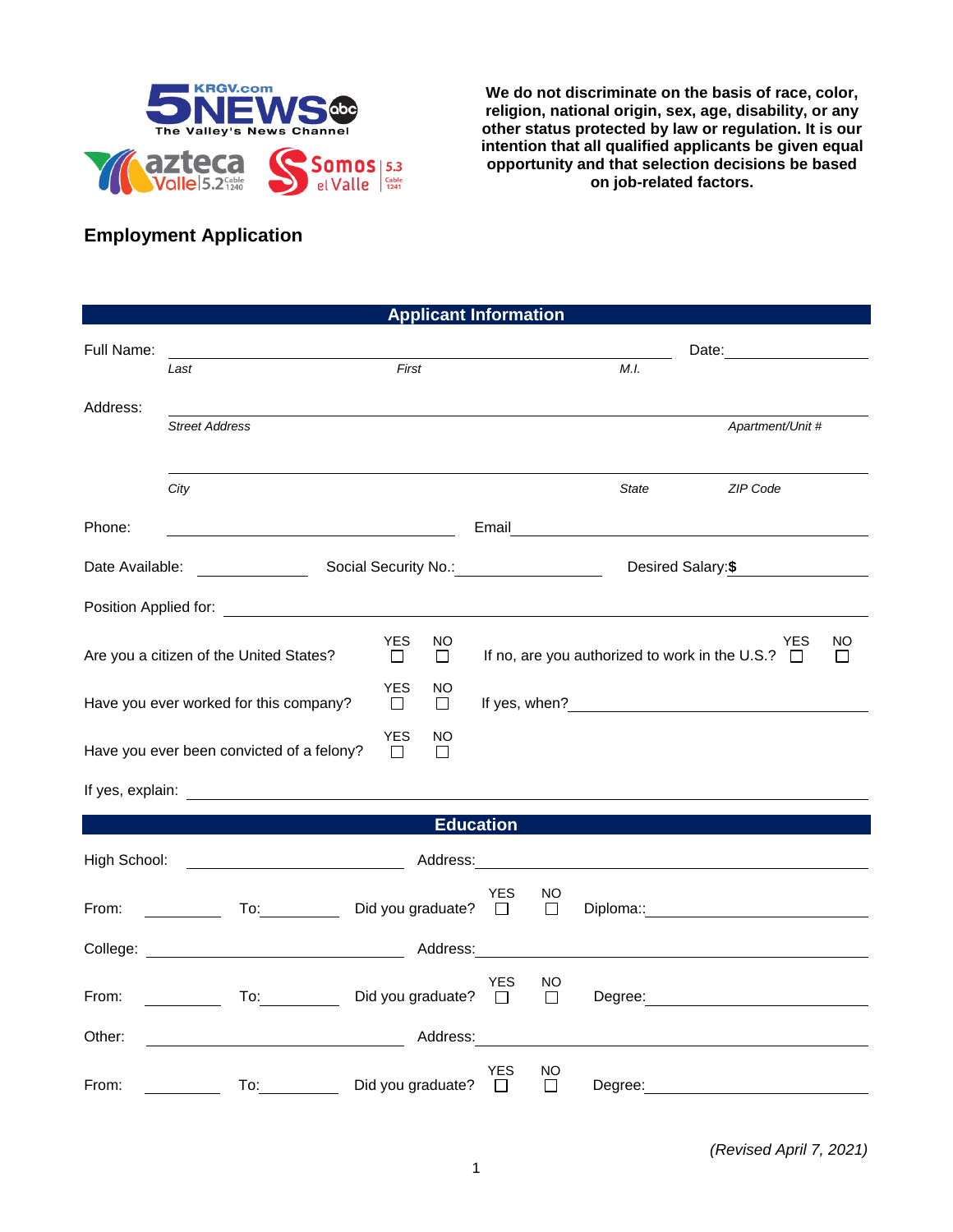We do not discriminate on the basis of race, color, religion, national origin, sex, age, disability, or any other status protected by law or regulation. It is our intention that all qualified applicants be given equal opportunity and that selection decisions be based on job-related factors.

## Employment Application

### Applicant Information

Full Name: ______________________________________________ Date: ______________

*Last* *First* *M.I.*

Address: ______________________________________________________________

*Street Address* *Apartment/Unit #*

______________________________________________________________

*City* *State* *ZIP Code*

Phone: ____________________ Email ____________________

Date Available: ____________ Social Security No.: ____________ Desired Salary:$ ____________

Position Applied for: ______________________________________________

Are you a citizen of the United States? YES ☐ NO ☐ If no, are you authorized to work in the U.S.? YES ☐ NO ☐

Have you ever worked for this company? YES ☐ NO ☐ If yes, when? ____________________

Have you ever been convicted of a felony? YES ☐ NO ☐

If yes, explain: ______________________________________________

### Education

High School: ____________________ Address: ____________________

From: ________ To: ________ Did you graduate? YES ☐ NO ☐ Diploma:: ____________________

College: ____________________ Address: ____________________

From: ________ To: ________ Did you graduate? YES ☐ NO ☐ Degree: ____________________

Other: ____________________ Address: ____________________

From: ________ To: ________ Did you graduate? YES ☐ NO ☐ Degree: ____________________

*(Revised April 7, 2021)*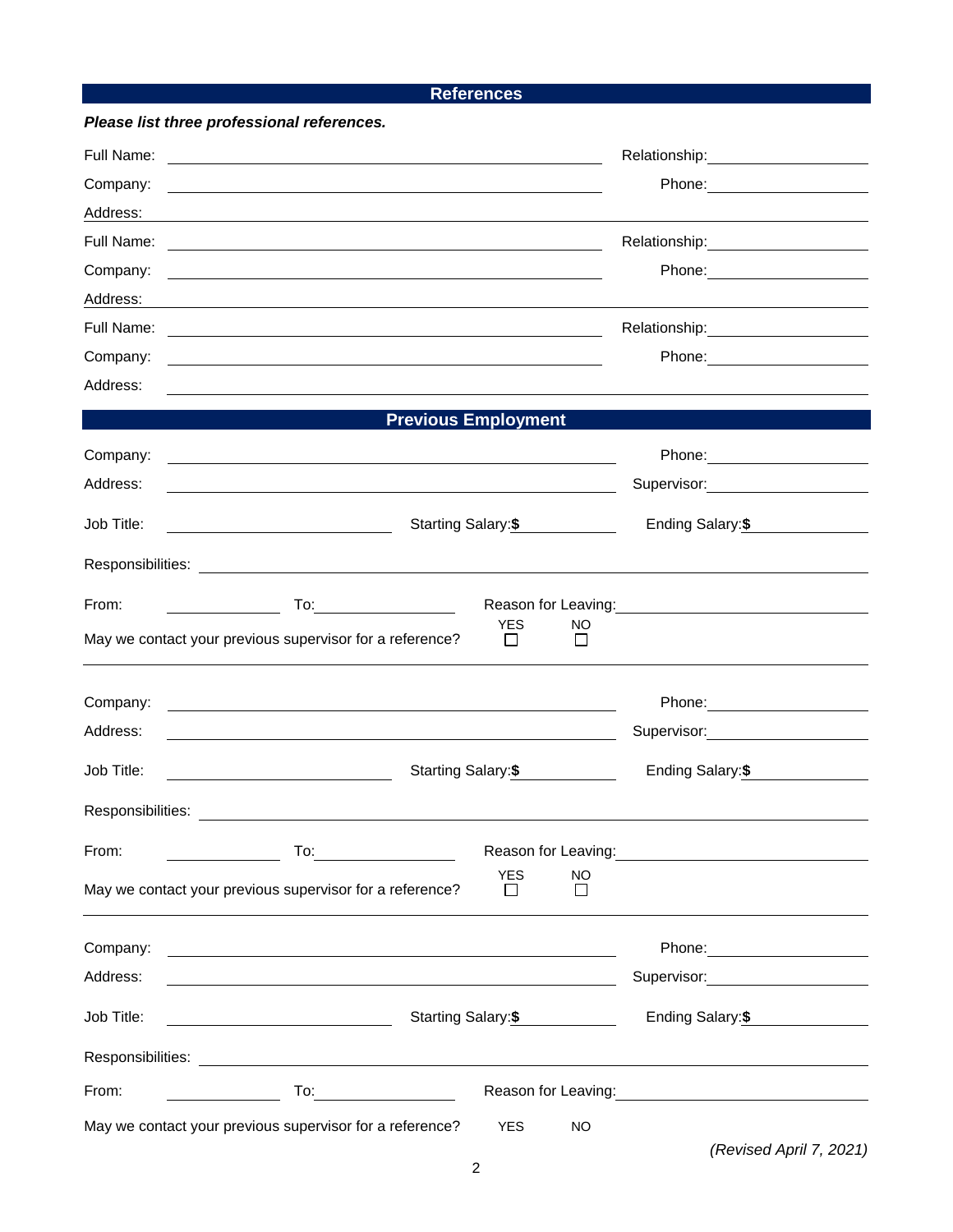## References

***Please list three professional references.***

Full Name: ____________________ Relationship: ____________________

Company: ____________________ Phone: ____________________

Address: ____________________

Full Name: ____________________ Relationship: ____________________

Company: ____________________ Phone: ____________________

Address: ____________________

Full Name: ____________________ Relationship: ____________________

Company: ____________________ Phone: ____________________

Address: ____________________

## Previous Employment

Company: ____________________ Phone: ____________________

Address: ____________________ Supervisor: ____________________

Job Title: ____________________ Starting Salary: **$** ____________ Ending Salary: **$** ____________

Responsibilities: ____________________

From: ____________ To: ____________ Reason for Leaving: ____________________

May we contact your previous supervisor for a reference? YES ☐ NO ☐

---

Company: ____________________ Phone: ____________________

Address: ____________________ Supervisor: ____________________

Job Title: ____________________ Starting Salary: **$** ____________ Ending Salary: **$** ____________

Responsibilities: ____________________

From: ____________ To: ____________ Reason for Leaving: ____________________

May we contact your previous supervisor for a reference? YES ☐ NO ☐

---

Company: ____________________ Phone: ____________________

Address: ____________________ Supervisor: ____________________

Job Title: ____________________ Starting Salary: **$** ____________ Ending Salary: **$** ____________

Responsibilities: ____________________

From: ____________ To: ____________ Reason for Leaving: ____________________

May we contact your previous supervisor for a reference? YES NO

*(Revised April 7, 2021)*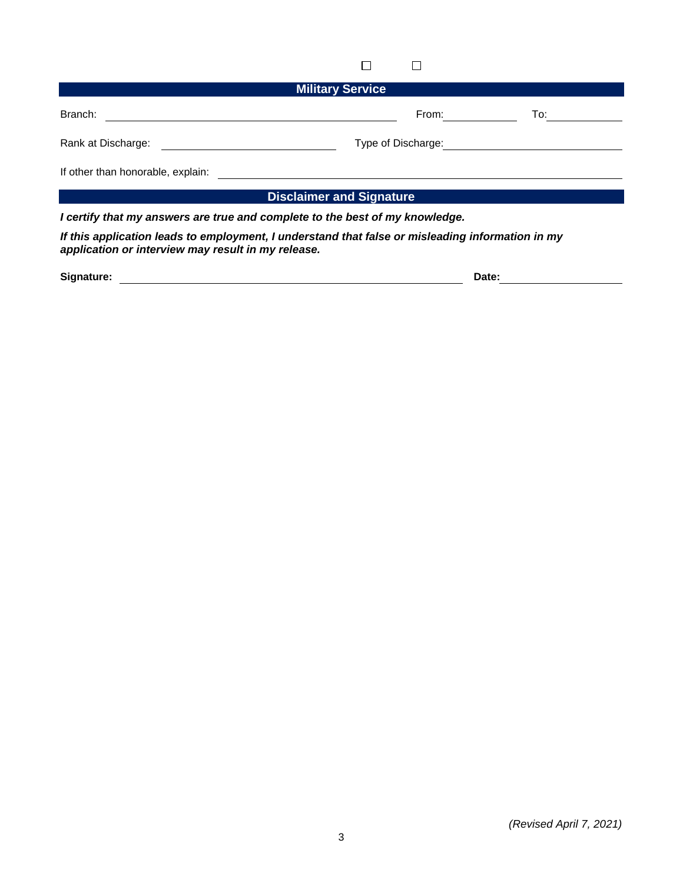☐ ☐

## Military Service

Branch: ______________________ From: __________ To: __________

Rank at Discharge: ______________________ Type of Discharge: ______________________

If other than honorable, explain: ______________________

## Disclaimer and Signature

***I certify that my answers are true and complete to the best of my knowledge.***

***If this application leads to employment, I understand that false or misleading information in my application or interview may result in my release.***

**Signature:** ______________________ **Date:** __________

*(Revised April 7, 2021)*